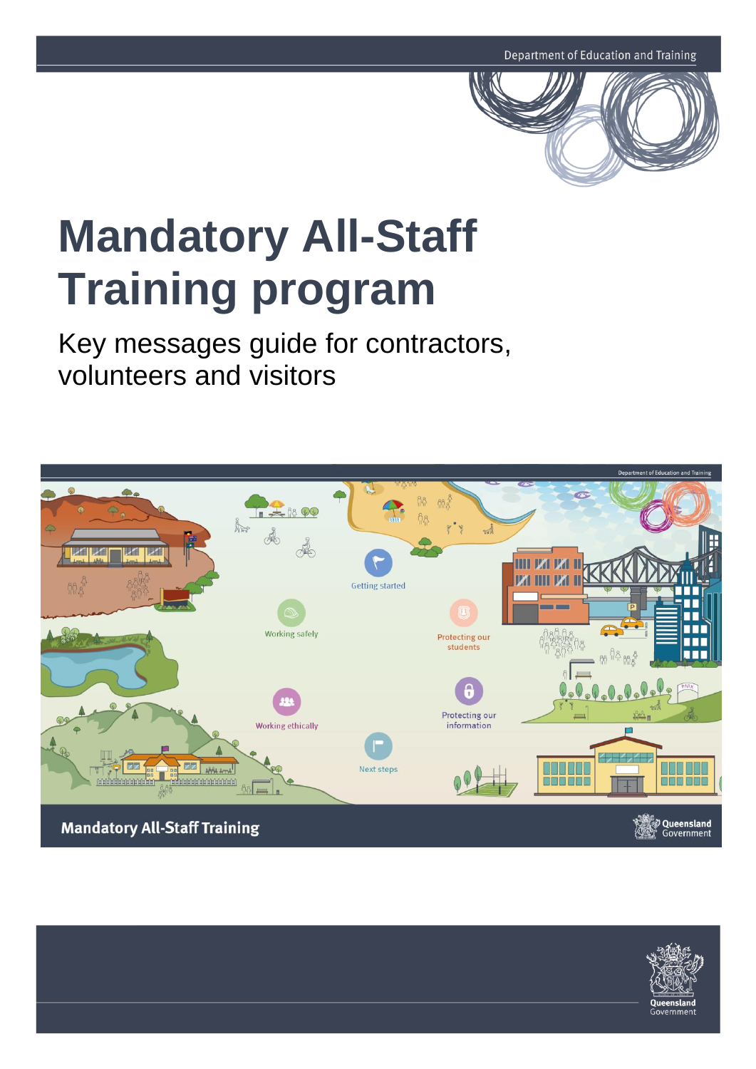Department of Education and Training

# Mandatory All-Staff Training program

## Key messages guide for contractors, volunteers and visitors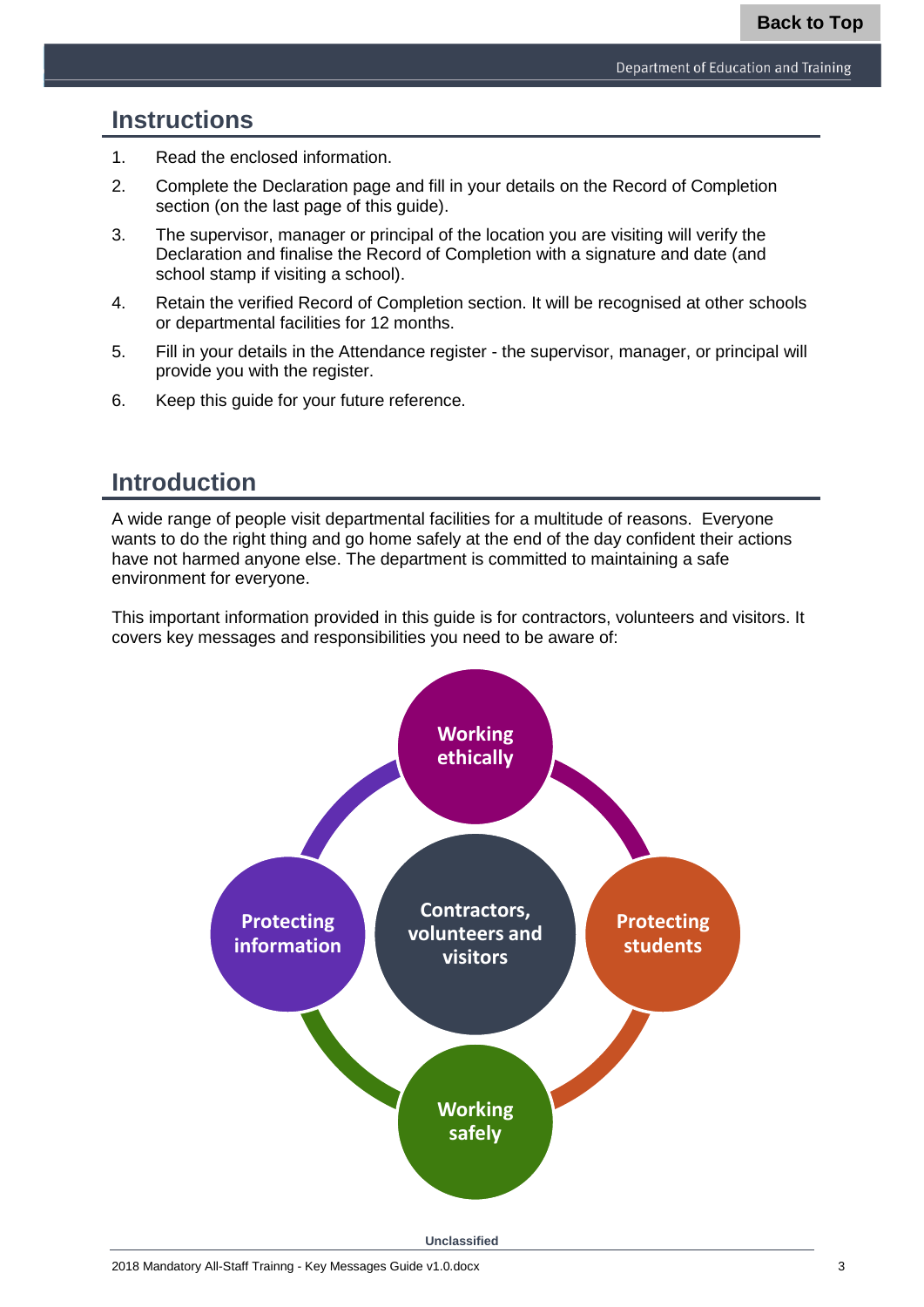## Instructions

1. Read the enclosed information.
2. Complete the Declaration page and fill in your details on the Record of Completion section (on the last page of this guide).
3. The supervisor, manager or principal of the location you are visiting will verify the Declaration and finalise the Record of Completion with a signature and date (and school stamp if visiting a school).
4. Retain the verified Record of Completion section. It will be recognised at other schools or departmental facilities for 12 months.
5. Fill in your details in the Attendance register - the supervisor, manager, or principal will provide you with the register.
6. Keep this guide for your future reference.

## Introduction

A wide range of people visit departmental facilities for a multitude of reasons. Everyone wants to do the right thing and go home safely at the end of the day confident their actions have not harmed anyone else. The department is committed to maintaining a safe environment for everyone.

This important information provided in this guide is for contractors, volunteers and visitors. It covers key messages and responsibilities you need to be aware of:

- Contractors, volunteers and visitors
  - Working ethically
  - Protecting students
  - Working safely
  - Protecting information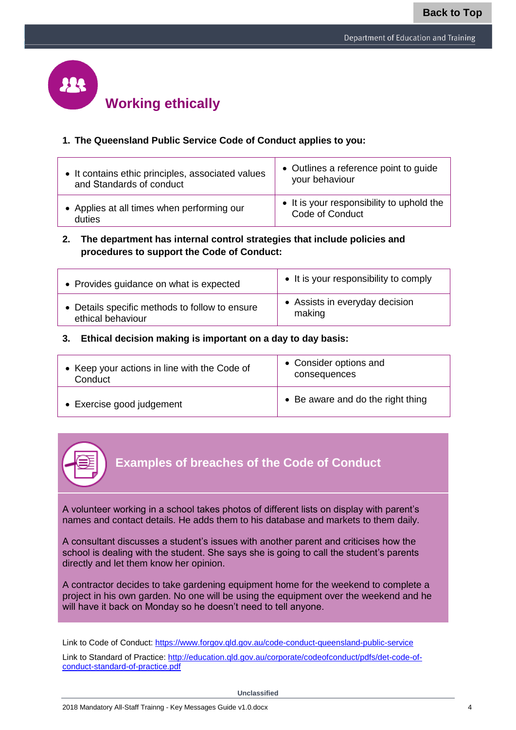# Working ethically

**1. The Queensland Public Service Code of Conduct applies to you:**

| | |
|---|---|
| • It contains ethic principles, associated values and Standards of conduct | • Outlines a reference point to guide your behaviour |
| • Applies at all times when performing our duties | • It is your responsibility to uphold the Code of Conduct |

**2. The department has internal control strategies that include policies and procedures to support the Code of Conduct:**

| | |
|---|---|
| • Provides guidance on what is expected | • It is your responsibility to comply |
| • Details specific methods to follow to ensure ethical behaviour | • Assists in everyday decision making |

**3. Ethical decision making is important on a day to day basis:**

| | |
|---|---|
| • Keep your actions in line with the Code of Conduct | • Consider options and consequences |
| • Exercise good judgement | • Be aware and do the right thing |

## Examples of breaches of the Code of Conduct

A volunteer working in a school takes photos of different lists on display with parent's names and contact details. He adds them to his database and markets to them daily.

A consultant discusses a student's issues with another parent and criticises how the school is dealing with the student. She says she is going to call the student's parents directly and let them know her opinion.

A contractor decides to take gardening equipment home for the weekend to complete a project in his own garden. No one will be using the equipment over the weekend and he will have it back on Monday so he doesn't need to tell anyone.

Link to Code of Conduct: https://www.forgov.qld.gov.au/code-conduct-queensland-public-service

Link to Standard of Practice: http://education.qld.gov.au/corporate/codeofconduct/pdfs/det-code-of-conduct-standard-of-practice.pdf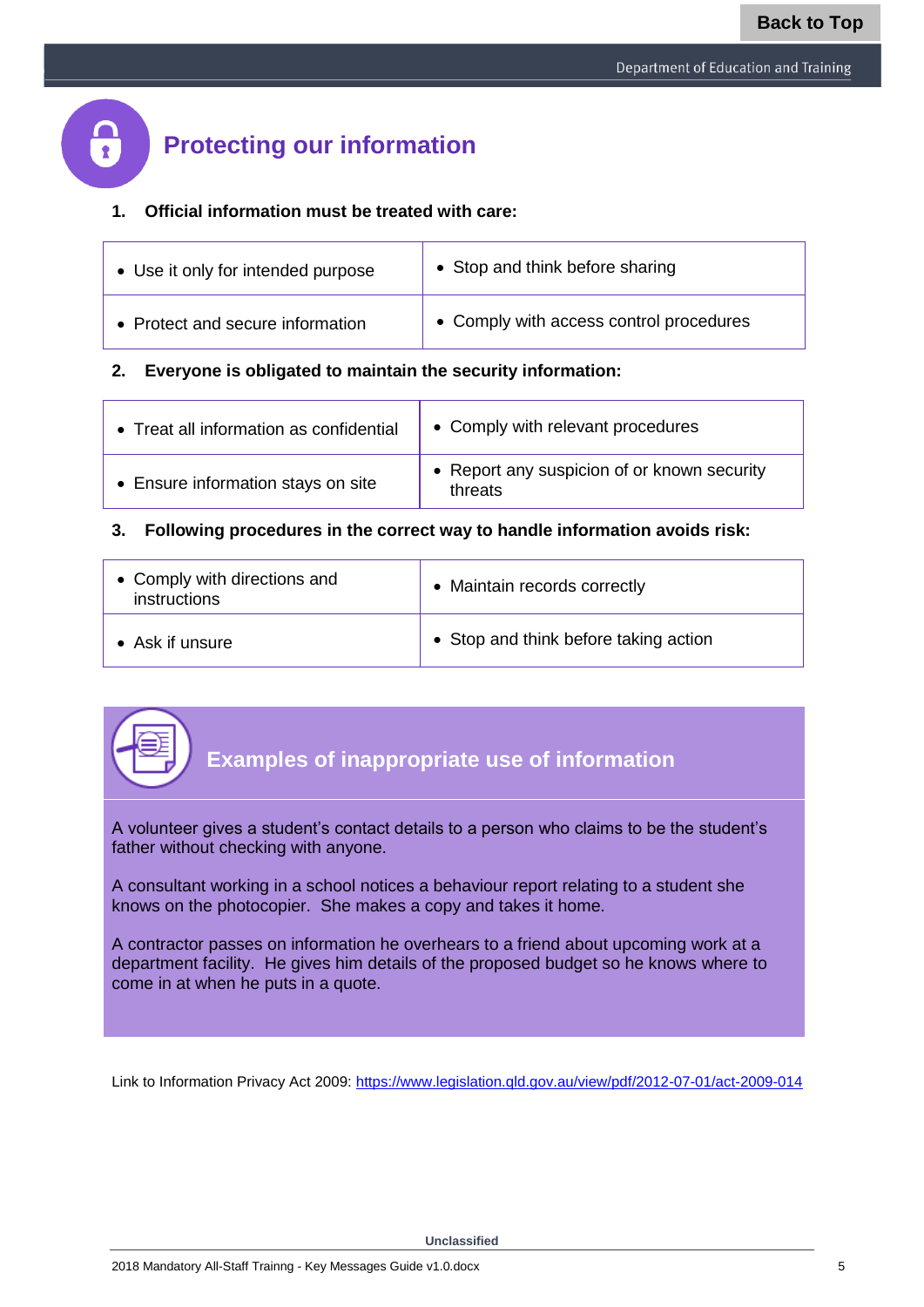## Protecting our information

**1. Official information must be treated with care:**

| | |
|---|---|
| • Use it only for intended purpose | • Stop and think before sharing |
| • Protect and secure information | • Comply with access control procedures |

**2. Everyone is obligated to maintain the security information:**

| | |
|---|---|
| • Treat all information as confidential | • Comply with relevant procedures |
| • Ensure information stays on site | • Report any suspicion of or known security threats |

**3. Following procedures in the correct way to handle information avoids risk:**

| | |
|---|---|
| • Comply with directions and instructions | • Maintain records correctly |
| • Ask if unsure | • Stop and think before taking action |

### Examples of inappropriate use of information

A volunteer gives a student's contact details to a person who claims to be the student's father without checking with anyone.

A consultant working in a school notices a behaviour report relating to a student she knows on the photocopier. She makes a copy and takes it home.

A contractor passes on information he overhears to a friend about upcoming work at a department facility. He gives him details of the proposed budget so he knows where to come in at when he puts in a quote.

Link to Information Privacy Act 2009: https://www.legislation.qld.gov.au/view/pdf/2012-07-01/act-2009-014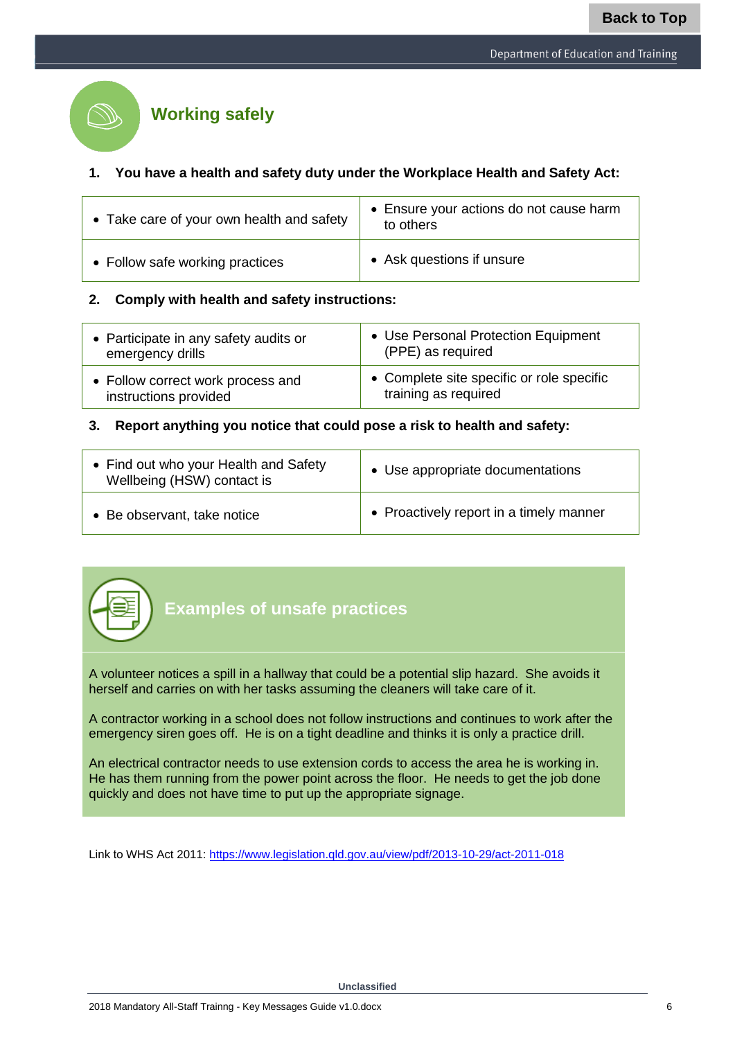## Working safely

**1. You have a health and safety duty under the Workplace Health and Safety Act:**

| | |
|---|---|
| • Take care of your own health and safety | • Ensure your actions do not cause harm to others |
| • Follow safe working practices | • Ask questions if unsure |

**2. Comply with health and safety instructions:**

| | |
|---|---|
| • Participate in any safety audits or emergency drills | • Use Personal Protection Equipment (PPE) as required |
| • Follow correct work process and instructions provided | • Complete site specific or role specific training as required |

**3. Report anything you notice that could pose a risk to health and safety:**

| | |
|---|---|
| • Find out who your Health and Safety Wellbeing (HSW) contact is | • Use appropriate documentations |
| • Be observant, take notice | • Proactively report in a timely manner |

### Examples of unsafe practices

A volunteer notices a spill in a hallway that could be a potential slip hazard. She avoids it herself and carries on with her tasks assuming the cleaners will take care of it.

A contractor working in a school does not follow instructions and continues to work after the emergency siren goes off. He is on a tight deadline and thinks it is only a practice drill.

An electrical contractor needs to use extension cords to access the area he is working in. He has them running from the power point across the floor. He needs to get the job done quickly and does not have time to put up the appropriate signage.

Link to WHS Act 2011: https://www.legislation.qld.gov.au/view/pdf/2013-10-29/act-2011-018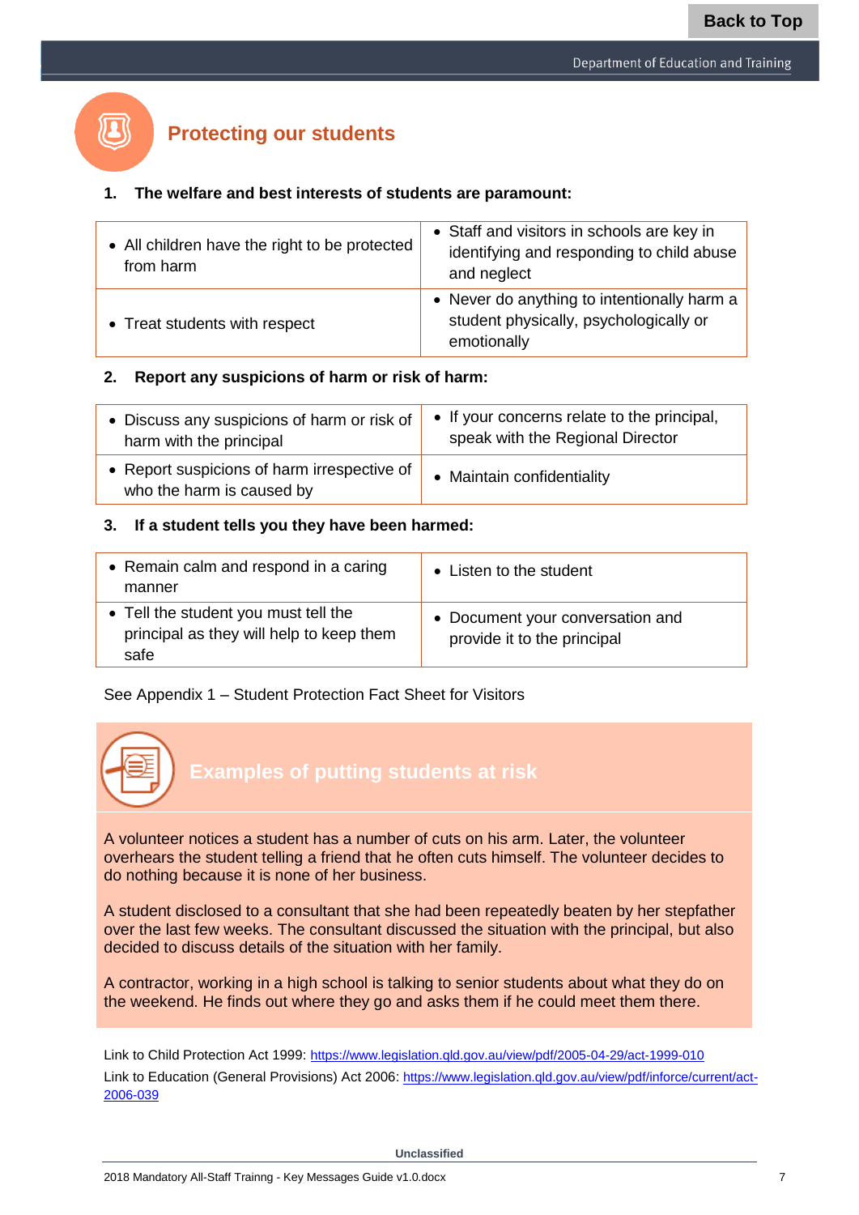## Protecting our students

**1. The welfare and best interests of students are paramount:**

| | |
|---|---|
| • All children have the right to be protected from harm | • Staff and visitors in schools are key in identifying and responding to child abuse and neglect |
| • Treat students with respect | • Never do anything to intentionally harm a student physically, psychologically or emotionally |

**2. Report any suspicions of harm or risk of harm:**

| | |
|---|---|
| • Discuss any suspicions of harm or risk of harm with the principal | • If your concerns relate to the principal, speak with the Regional Director |
| • Report suspicions of harm irrespective of who the harm is caused by | • Maintain confidentiality |

**3. If a student tells you they have been harmed:**

| | |
|---|---|
| • Remain calm and respond in a caring manner | • Listen to the student |
| • Tell the student you must tell the principal as they will help to keep them safe | • Document your conversation and provide it to the principal |

See Appendix 1 – Student Protection Fact Sheet for Visitors

### Examples of putting students at risk

A volunteer notices a student has a number of cuts on his arm. Later, the volunteer overhears the student telling a friend that he often cuts himself. The volunteer decides to do nothing because it is none of her business.

A student disclosed to a consultant that she had been repeatedly beaten by her stepfather over the last few weeks. The consultant discussed the situation with the principal, but also decided to discuss details of the situation with her family.

A contractor, working in a high school is talking to senior students about what they do on the weekend. He finds out where they go and asks them if he could meet them there.

Link to Child Protection Act 1999: https://www.legislation.qld.gov.au/view/pdf/2005-04-29/act-1999-010

Link to Education (General Provisions) Act 2006: https://www.legislation.qld.gov.au/view/pdf/inforce/current/act-2006-039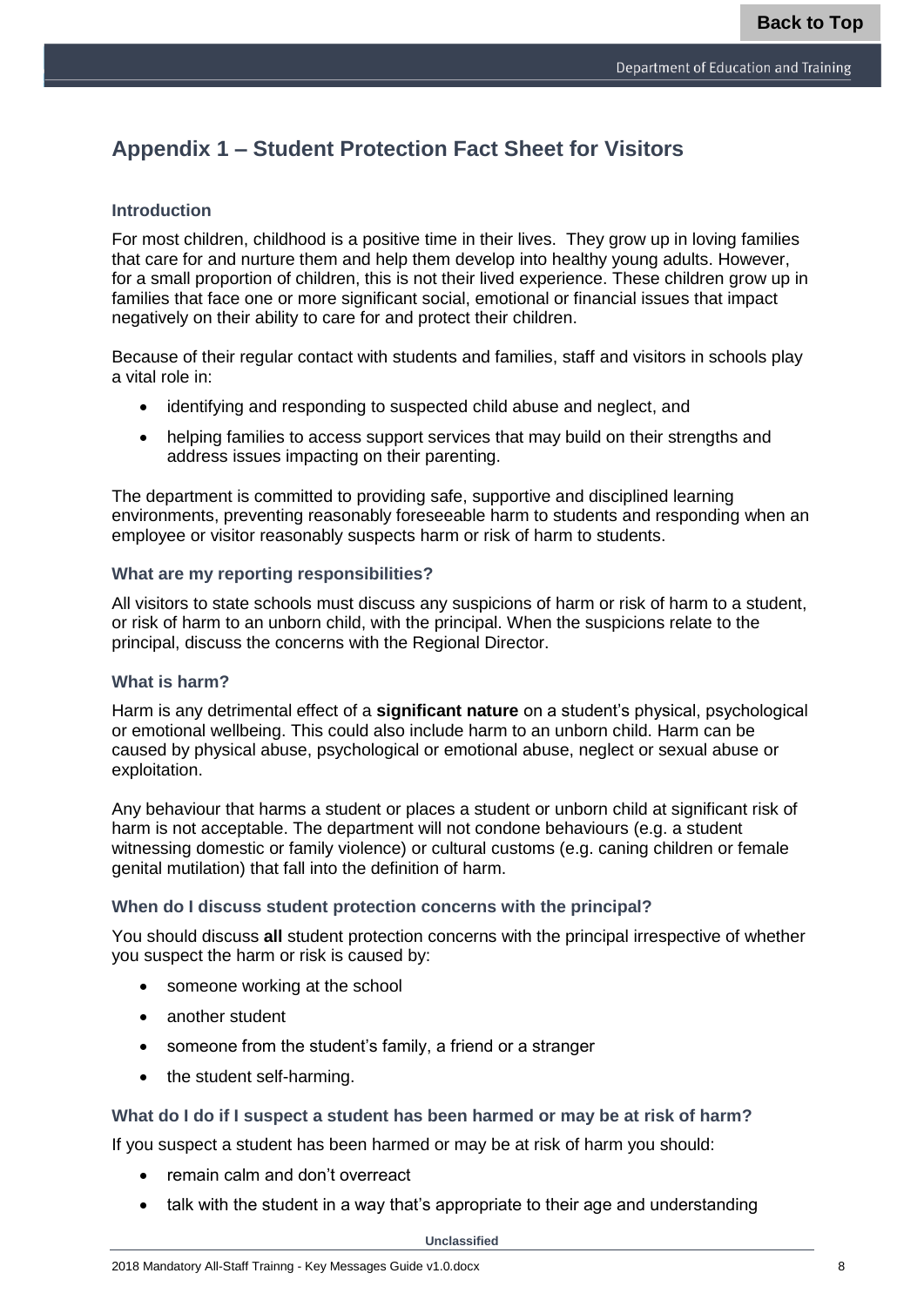## Appendix 1 – Student Protection Fact Sheet for Visitors

### Introduction

For most children, childhood is a positive time in their lives. They grow up in loving families that care for and nurture them and help them develop into healthy young adults. However, for a small proportion of children, this is not their lived experience. These children grow up in families that face one or more significant social, emotional or financial issues that impact negatively on their ability to care for and protect their children.

Because of their regular contact with students and families, staff and visitors in schools play a vital role in:

- identifying and responding to suspected child abuse and neglect, and
- helping families to access support services that may build on their strengths and address issues impacting on their parenting.

The department is committed to providing safe, supportive and disciplined learning environments, preventing reasonably foreseeable harm to students and responding when an employee or visitor reasonably suspects harm or risk of harm to students.

### What are my reporting responsibilities?

All visitors to state schools must discuss any suspicions of harm or risk of harm to a student, or risk of harm to an unborn child, with the principal. When the suspicions relate to the principal, discuss the concerns with the Regional Director.

### What is harm?

Harm is any detrimental effect of a **significant nature** on a student's physical, psychological or emotional wellbeing. This could also include harm to an unborn child. Harm can be caused by physical abuse, psychological or emotional abuse, neglect or sexual abuse or exploitation.

Any behaviour that harms a student or places a student or unborn child at significant risk of harm is not acceptable. The department will not condone behaviours (e.g. a student witnessing domestic or family violence) or cultural customs (e.g. caning children or female genital mutilation) that fall into the definition of harm.

### When do I discuss student protection concerns with the principal?

You should discuss **all** student protection concerns with the principal irrespective of whether you suspect the harm or risk is caused by:

- someone working at the school
- another student
- someone from the student's family, a friend or a stranger
- the student self-harming.

### What do I do if I suspect a student has been harmed or may be at risk of harm?

If you suspect a student has been harmed or may be at risk of harm you should:

- remain calm and don't overreact
- talk with the student in a way that's appropriate to their age and understanding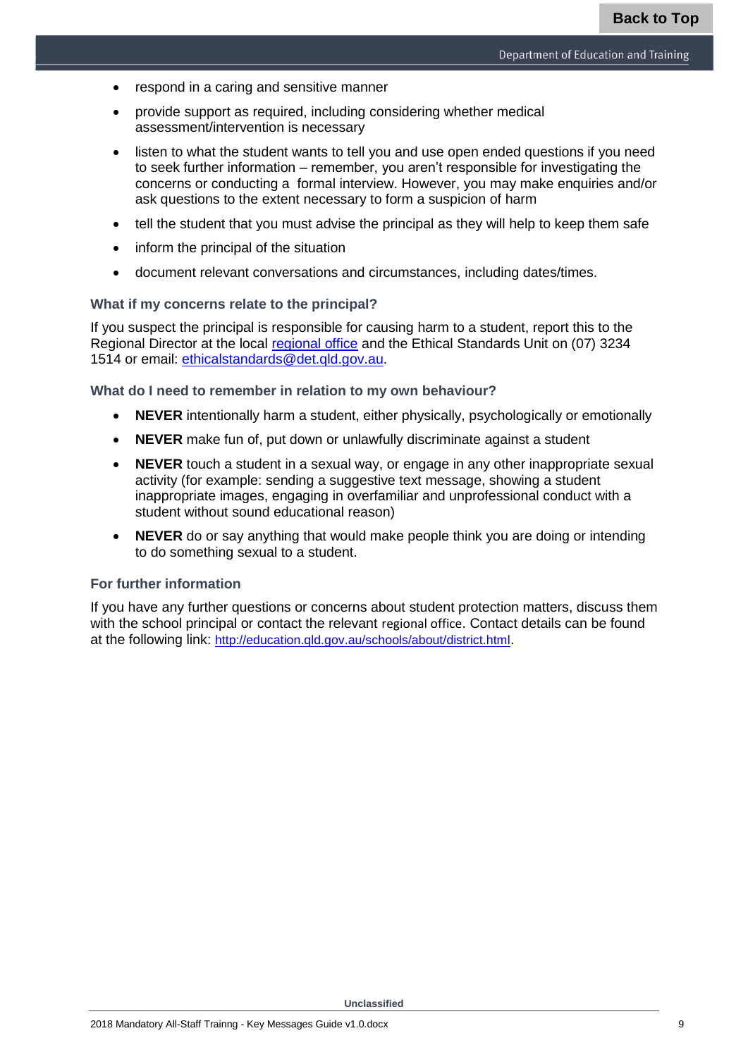- respond in a caring and sensitive manner
- provide support as required, including considering whether medical assessment/intervention is necessary
- listen to what the student wants to tell you and use open ended questions if you need to seek further information – remember, you aren't responsible for investigating the concerns or conducting a formal interview. However, you may make enquiries and/or ask questions to the extent necessary to form a suspicion of harm
- tell the student that you must advise the principal as they will help to keep them safe
- inform the principal of the situation
- document relevant conversations and circumstances, including dates/times.

### What if my concerns relate to the principal?

If you suspect the principal is responsible for causing harm to a student, report this to the Regional Director at the local regional office and the Ethical Standards Unit on (07) 3234 1514 or email: ethicalstandards@det.qld.gov.au.

### What do I need to remember in relation to my own behaviour?

- **NEVER** intentionally harm a student, either physically, psychologically or emotionally
- **NEVER** make fun of, put down or unlawfully discriminate against a student
- **NEVER** touch a student in a sexual way, or engage in any other inappropriate sexual activity (for example: sending a suggestive text message, showing a student inappropriate images, engaging in overfamiliar and unprofessional conduct with a student without sound educational reason)
- **NEVER** do or say anything that would make people think you are doing or intending to do something sexual to a student.

### For further information

If you have any further questions or concerns about student protection matters, discuss them with the school principal or contact the relevant regional office. Contact details can be found at the following link: http://education.qld.gov.au/schools/about/district.html.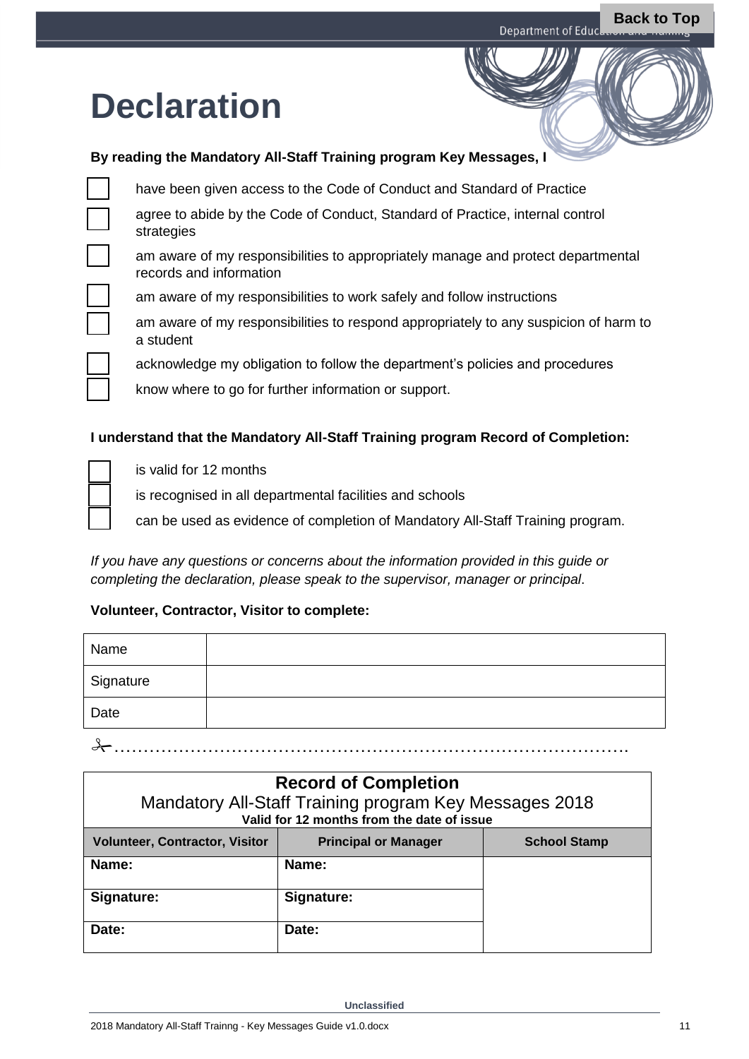# Declaration

**By reading the Mandatory All-Staff Training program Key Messages, I**

- ☐ have been given access to the Code of Conduct and Standard of Practice
- ☐ agree to abide by the Code of Conduct, Standard of Practice, internal control strategies
- ☐ am aware of my responsibilities to appropriately manage and protect departmental records and information
- ☐ am aware of my responsibilities to work safely and follow instructions
- ☐ am aware of my responsibilities to respond appropriately to any suspicion of harm to a student
- ☐ acknowledge my obligation to follow the department's policies and procedures
- ☐ know where to go for further information or support.

**I understand that the Mandatory All-Staff Training program Record of Completion:**

- ☐ is valid for 12 months
- ☐ is recognised in all departmental facilities and schools
- ☐ can be used as evidence of completion of Mandatory All-Staff Training program.

*If you have any questions or concerns about the information provided in this guide or completing the declaration, please speak to the supervisor, manager or principal.*

**Volunteer, Contractor, Visitor to complete:**

| | |
|---|---|
| Name | |
| Signature | |
| Date | |

✂……………………………………………………………………………………

**Record of Completion**
Mandatory All-Staff Training program Key Messages 2018
**Valid for 12 months from the date of issue**

| Volunteer, Contractor, Visitor | Principal or Manager | School Stamp |
|---|---|---|
| **Name:** | **Name:** | |
| **Signature:** | **Signature:** | |
| **Date:** | **Date:** | |

**Unclassified**